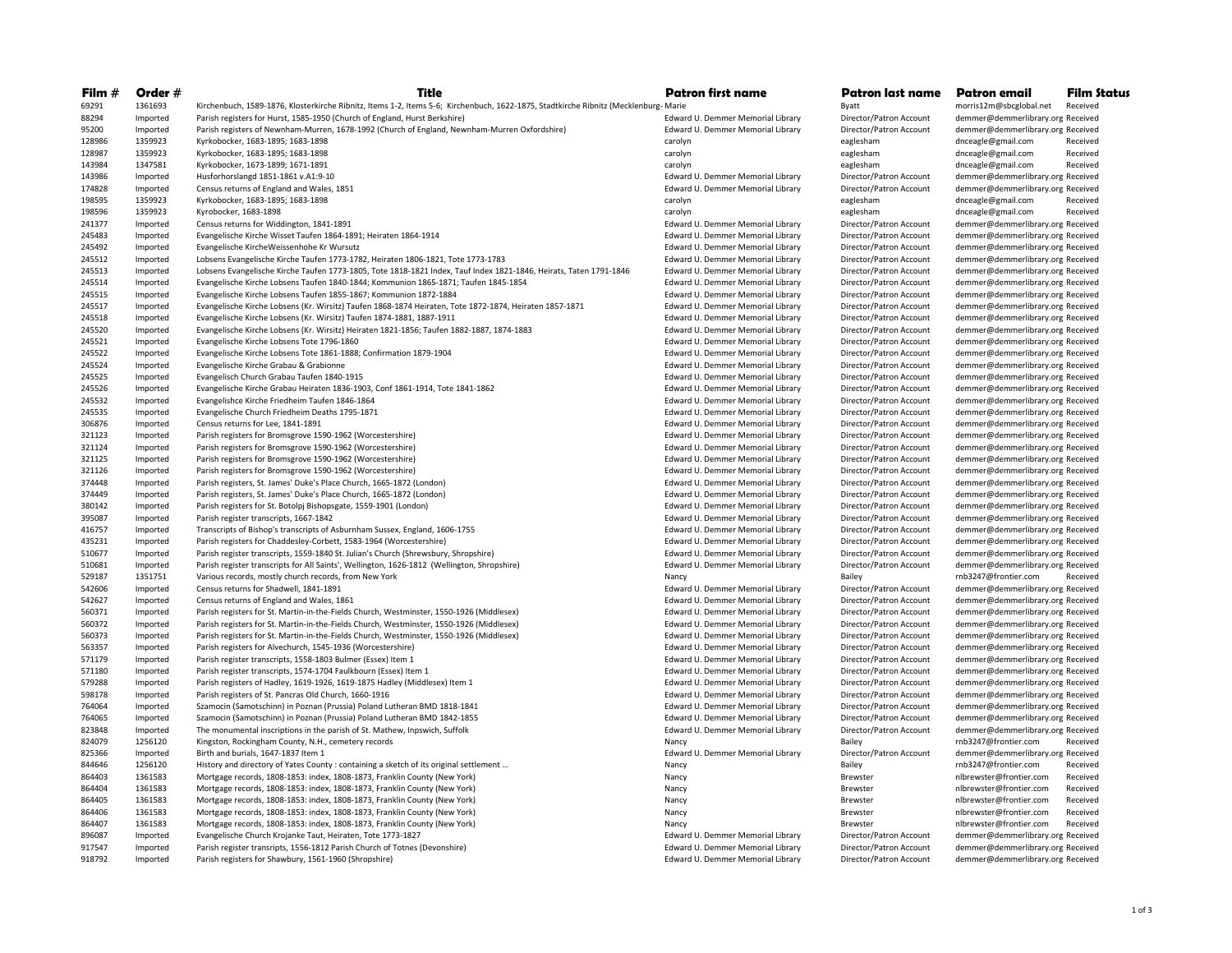| Film # | Order # | Title | Patron first name | Patron last name | Patron email | Film Status |
|---|---|---|---|---|---|---|
| 69291 | 1361693 | Kirchenbuch, 1589-1876, Klosterkirche Ribnitz, Items 1-2, Items 5-6; Kirchenbuch, 1622-1875, Stadtkirche Ribnitz (Mecklenburg- | Marie | Byatt | morris12m@sbcglobal.net | Received |
| 88294 | Imported | Parish registers for Hurst, 1585-1950 (Church of England, Hurst Berkshire) | Edward U. Demmer Memorial Library | Director/Patron Account | demmer@demmerlibrary.org | Received |
| 95200 | Imported | Parish registers of Newnham-Murren, 1678-1992 (Church of England, Newnham-Murren Oxfordshire) | Edward U. Demmer Memorial Library | Director/Patron Account | demmer@demmerlibrary.org | Received |
| 128986 | 1359923 | Kyrkobocker, 1683-1895; 1683-1898 | carolyn | eaglesham | dnceagle@gmail.com | Received |
| 128987 | 1359923 | Kyrkobocker, 1683-1895; 1683-1898 | carolyn | eaglesham | dnceagle@gmail.com | Received |
| 143984 | 1347581 | Kyrkobocker, 1673-1899; 1671-1891 | carolyn | eaglesham | dnceagle@gmail.com | Received |
| 143986 | Imported | Husforhorslangd 1851-1861 v.A1:9-10 | Edward U. Demmer Memorial Library | Director/Patron Account | demmer@demmerlibrary.org | Received |
| 174828 | Imported | Census returns of England and Wales, 1851 | Edward U. Demmer Memorial Library | Director/Patron Account | demmer@demmerlibrary.org | Received |
| 198595 | 1359923 | Kyrkobocker, 1683-1895; 1683-1898 | carolyn | eaglesham | dnceagle@gmail.com | Received |
| 198596 | 1359923 | Kyrobocker, 1683-1898 | carolyn | eaglesham | dnceagle@gmail.com | Received |
| 241377 | Imported | Census returns for Widdington, 1841-1891 | Edward U. Demmer Memorial Library | Director/Patron Account | demmer@demmerlibrary.org | Received |
| 245483 | Imported | Evangelische Kirche Wisset Taufen 1864-1891; Heiraten 1864-1914 | Edward U. Demmer Memorial Library | Director/Patron Account | demmer@demmerlibrary.org | Received |
| 245492 | Imported | Evangelische KircheWeissenhohe Kr Wursutz | Edward U. Demmer Memorial Library | Director/Patron Account | demmer@demmerlibrary.org | Received |
| 245512 | Imported | Lobsens Evangelische Kirche Taufen 1773-1782, Heiraten 1806-1821, Tote 1773-1783 | Edward U. Demmer Memorial Library | Director/Patron Account | demmer@demmerlibrary.org | Received |
| 245513 | Imported | Lobsens Evangelische Kirche Taufen 1773-1805, Tote 1818-1821 Index, Tauf Index 1821-1846, Heirats, Taten 1791-1846 | Edward U. Demmer Memorial Library | Director/Patron Account | demmer@demmerlibrary.org | Received |
| 245514 | Imported | Evangelische Kirche Lobsens Taufen 1840-1844; Kommunion 1865-1871; Taufen 1845-1854 | Edward U. Demmer Memorial Library | Director/Patron Account | demmer@demmerlibrary.org | Received |
| 245515 | Imported | Evangelische Kirche Lobsens Taufen 1855-1867; Kommunion 1872-1884 | Edward U. Demmer Memorial Library | Director/Patron Account | demmer@demmerlibrary.org | Received |
| 245517 | Imported | Evangelische Kirche Lobsens (Kr. Wirsitz) Taufen 1868-1874 Heiraten, Tote 1872-1874, Heiraten 1857-1871 | Edward U. Demmer Memorial Library | Director/Patron Account | demmer@demmerlibrary.org | Received |
| 245518 | Imported | Evangelische Kirche Lobsens (Kr. Wirsitz) Taufen 1874-1881, 1887-1911 | Edward U. Demmer Memorial Library | Director/Patron Account | demmer@demmerlibrary.org | Received |
| 245520 | Imported | Evangelische Kirche Lobsens (Kr. Wirsitz) Heiraten 1821-1856; Taufen 1882-1887, 1874-1883 | Edward U. Demmer Memorial Library | Director/Patron Account | demmer@demmerlibrary.org | Received |
| 245521 | Imported | Evangelische Kirche Lobsens Tote 1796-1860 | Edward U. Demmer Memorial Library | Director/Patron Account | demmer@demmerlibrary.org | Received |
| 245522 | Imported | Evangelische Kirche Lobsens Tote 1861-1888; Confirmation 1879-1904 | Edward U. Demmer Memorial Library | Director/Patron Account | demmer@demmerlibrary.org | Received |
| 245524 | Imported | Evangelische Kirche Grabau & Grabionne | Edward U. Demmer Memorial Library | Director/Patron Account | demmer@demmerlibrary.org | Received |
| 245525 | Imported | Evangelisch Church Grabau Taufen 1840-1915 | Edward U. Demmer Memorial Library | Director/Patron Account | demmer@demmerlibrary.org | Received |
| 245526 | Imported | Evangelische Kirche Grabau Heiraten 1836-1903, Conf 1861-1914, Tote 1841-1862 | Edward U. Demmer Memorial Library | Director/Patron Account | demmer@demmerlibrary.org | Received |
| 245532 | Imported | Evangelishce Kirche Friedheim Taufen 1846-1864 | Edward U. Demmer Memorial Library | Director/Patron Account | demmer@demmerlibrary.org | Received |
| 245535 | Imported | Evangelische Church Friedheim Deaths 1795-1871 | Edward U. Demmer Memorial Library | Director/Patron Account | demmer@demmerlibrary.org | Received |
| 306876 | Imported | Census returns for Lee, 1841-1891 | Edward U. Demmer Memorial Library | Director/Patron Account | demmer@demmerlibrary.org | Received |
| 321123 | Imported | Parish registers for Bromsgrove 1590-1962 (Worcestershire) | Edward U. Demmer Memorial Library | Director/Patron Account | demmer@demmerlibrary.org | Received |
| 321124 | Imported | Parish registers for Bromsgrove 1590-1962 (Worcestershire) | Edward U. Demmer Memorial Library | Director/Patron Account | demmer@demmerlibrary.org | Received |
| 321125 | Imported | Parish registers for Bromsgrove 1590-1962 (Worcestershire) | Edward U. Demmer Memorial Library | Director/Patron Account | demmer@demmerlibrary.org | Received |
| 321126 | Imported | Parish registers for Bromsgrove 1590-1962 (Worcestershire) | Edward U. Demmer Memorial Library | Director/Patron Account | demmer@demmerlibrary.org | Received |
| 374448 | Imported | Parish registers, St. James' Duke's Place Church, 1665-1872 (London) | Edward U. Demmer Memorial Library | Director/Patron Account | demmer@demmerlibrary.org | Received |
| 374449 | Imported | Parish registers, St. James' Duke's Place Church, 1665-1872 (London) | Edward U. Demmer Memorial Library | Director/Patron Account | demmer@demmerlibrary.org | Received |
| 380142 | Imported | Parish registers for St. Botolpj Bishopsgate, 1559-1901 (London) | Edward U. Demmer Memorial Library | Director/Patron Account | demmer@demmerlibrary.org | Received |
| 395087 | Imported | Parish register transcripts, 1667-1842 | Edward U. Demmer Memorial Library | Director/Patron Account | demmer@demmerlibrary.org | Received |
| 416757 | Imported | Transcripts of Bishop's transcripts of Asburnham Sussex, England, 1606-1755 | Edward U. Demmer Memorial Library | Director/Patron Account | demmer@demmerlibrary.org | Received |
| 435231 | Imported | Parish registers for Chaddesley-Corbett, 1583-1964 (Worcestershire) | Edward U. Demmer Memorial Library | Director/Patron Account | demmer@demmerlibrary.org | Received |
| 510677 | Imported | Parish register transcripts, 1559-1840 St. Julian's Church (Shrewsbury, Shropshire) | Edward U. Demmer Memorial Library | Director/Patron Account | demmer@demmerlibrary.org | Received |
| 510681 | Imported | Parish register transcripts for All Saints', Wellington, 1626-1812 (Wellington, Shropshire) | Edward U. Demmer Memorial Library | Director/Patron Account | demmer@demmerlibrary.org | Received |
| 529187 | 1351751 | Various records, mostly church records, from New York | Nancy | Bailey | rnb3247@frontier.com | Received |
| 542606 | Imported | Census returns for Shadwell, 1841-1891 | Edward U. Demmer Memorial Library | Director/Patron Account | demmer@demmerlibrary.org | Received |
| 542627 | Imported | Census returns of England and Wales, 1861 | Edward U. Demmer Memorial Library | Director/Patron Account | demmer@demmerlibrary.org | Received |
| 560371 | Imported | Parish registers for St. Martin-in-the-Fields Church, Westminster, 1550-1926 (Middlesex) | Edward U. Demmer Memorial Library | Director/Patron Account | demmer@demmerlibrary.org | Received |
| 560372 | Imported | Parish registers for St. Martin-in-the-Fields Church, Westminster, 1550-1926 (Middlesex) | Edward U. Demmer Memorial Library | Director/Patron Account | demmer@demmerlibrary.org | Received |
| 560373 | Imported | Parish registers for St. Martin-in-the-Fields Church, Westminster, 1550-1926 (Middlesex) | Edward U. Demmer Memorial Library | Director/Patron Account | demmer@demmerlibrary.org | Received |
| 563357 | Imported | Parish registers for Alvechurch, 1545-1936 (Worcestershire) | Edward U. Demmer Memorial Library | Director/Patron Account | demmer@demmerlibrary.org | Received |
| 571179 | Imported | Parish register transcripts, 1558-1803 Bulmer (Essex) Item 1 | Edward U. Demmer Memorial Library | Director/Patron Account | demmer@demmerlibrary.org | Received |
| 571180 | Imported | Parish register transcripts, 1574-1704 Faulkbourn (Essex) Item 1 | Edward U. Demmer Memorial Library | Director/Patron Account | demmer@demmerlibrary.org | Received |
| 579288 | Imported | Parish registers of Hadley, 1619-1926, 1619-1875 Hadley (Middlesex) Item 1 | Edward U. Demmer Memorial Library | Director/Patron Account | demmer@demmerlibrary.org | Received |
| 598178 | Imported | Parish registers of St. Pancras Old Church, 1660-1916 | Edward U. Demmer Memorial Library | Director/Patron Account | demmer@demmerlibrary.org | Received |
| 764064 | Imported | Szamocin (Samotschinn) in Poznan (Prussia) Poland Lutheran BMD 1818-1841 | Edward U. Demmer Memorial Library | Director/Patron Account | demmer@demmerlibrary.org | Received |
| 764065 | Imported | Szamocin (Samotschinn) in Poznan (Prussia) Poland Lutheran BMD 1842-1855 | Edward U. Demmer Memorial Library | Director/Patron Account | demmer@demmerlibrary.org | Received |
| 823848 | Imported | The monumental inscriptions in the parish of St. Mathew, Inpswich, Suffolk | Edward U. Demmer Memorial Library | Director/Patron Account | demmer@demmerlibrary.org | Received |
| 824079 | 1256120 | Kingston, Rockingham County, N.H., cemetery records | Nancy | Bailey | rnb3247@frontier.com | Received |
| 825366 | Imported | Birth and burials, 1647-1837 Item 1 | Edward U. Demmer Memorial Library | Director/Patron Account | demmer@demmerlibrary.org | Received |
| 844646 | 1256120 | History and directory of Yates County : containing a sketch of its original settlement ... | Nancy | Bailey | rnb3247@frontier.com | Received |
| 864403 | 1361583 | Mortgage records, 1808-1853: index, 1808-1873, Franklin County (New York) | Nancy | Brewster | nlbrewster@frontier.com | Received |
| 864404 | 1361583 | Mortgage records, 1808-1853: index, 1808-1873, Franklin County (New York) | Nancy | Brewster | nlbrewster@frontier.com | Received |
| 864405 | 1361583 | Mortgage records, 1808-1853: index, 1808-1873, Franklin County (New York) | Nancy | Brewster | nlbrewster@frontier.com | Received |
| 864406 | 1361583 | Mortgage records, 1808-1853: index, 1808-1873, Franklin County (New York) | Nancy | Brewster | nlbrewster@frontier.com | Received |
| 864407 | 1361583 | Mortgage records, 1808-1853: index, 1808-1873, Franklin County (New York) | Nancy | Brewster | nlbrewster@frontier.com | Received |
| 896087 | Imported | Evangelische Church Krojanke Taut, Heiraten, Tote 1773-1827 | Edward U. Demmer Memorial Library | Director/Patron Account | demmer@demmerlibrary.org | Received |
| 917547 | Imported | Parish register transripts, 1556-1812 Parish Church of Totnes (Devonshire) | Edward U. Demmer Memorial Library | Director/Patron Account | demmer@demmerlibrary.org | Received |
| 918792 | Imported | Parish registers for Shawbury, 1561-1960 (Shropshire) | Edward U. Demmer Memorial Library | Director/Patron Account | demmer@demmerlibrary.org | Received |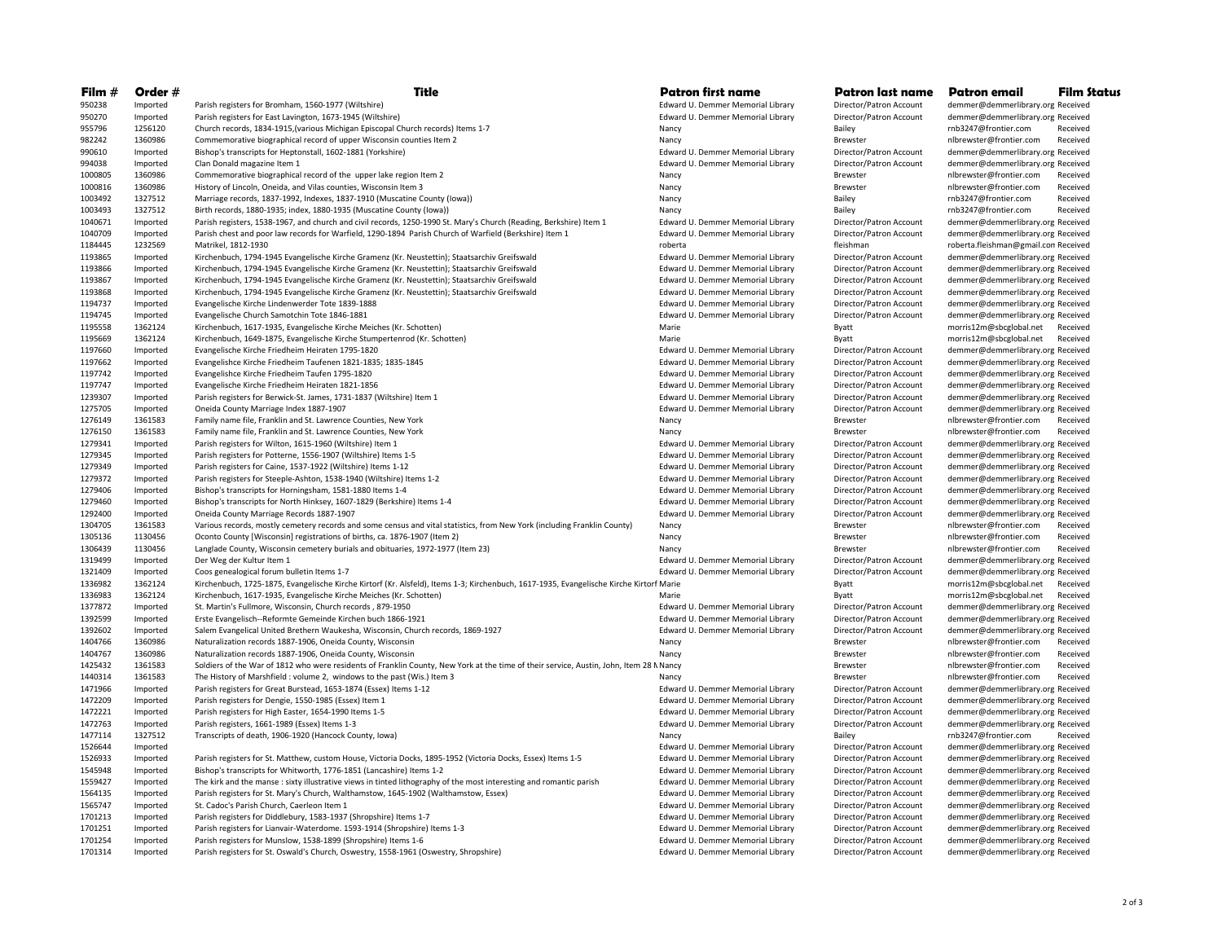| Film # | Order # | Title | Patron first name | Patron last name | Patron email | Film Status |
|---|---|---|---|---|---|---|
| 950238 | Imported | Parish registers for Bromham, 1560-1977 (Wiltshire) | Edward U. Demmer Memorial Library | Director/Patron Account | demmer@demmerlibrary.org | Received |
| 950270 | Imported | Parish registers for East Lavington, 1673-1945 (Wiltshire) | Edward U. Demmer Memorial Library | Director/Patron Account | demmer@demmerlibrary.org | Received |
| 955796 | 1256120 | Church records, 1834-1915,(various Michigan Episcopal Church records) Items 1-7 | Nancy | Bailey | rnb3247@frontier.com | Received |
| 982242 | 1360986 | Commemorative biographical record of upper Wisconsin counties Item 2 | Nancy | Brewster | nlbrewster@frontier.com | Received |
| 990610 | Imported | Bishop's transcripts for Heptonstall, 1602-1881 (Yorkshire) | Edward U. Demmer Memorial Library | Director/Patron Account | demmer@demmerlibrary.org | Received |
| 994038 | Imported | Clan Donald magazine Item 1 | Edward U. Demmer Memorial Library | Director/Patron Account | demmer@demmerlibrary.org | Received |
| 1000805 | 1360986 | Commemorative biographical record of the upper lake region Item 2 | Nancy | Brewster | nlbrewster@frontier.com | Received |
| 1000816 | 1360986 | History of Lincoln, Oneida, and Vilas counties, Wisconsin Item 3 | Nancy | Brewster | nlbrewster@frontier.com | Received |
| 1003492 | 1327512 | Marriage records, 1837-1992, Indexes, 1837-1910 (Muscatine County (Iowa)) | Nancy | Bailey | rnb3247@frontier.com | Received |
| 1003493 | 1327512 | Birth records, 1880-1935; index, 1880-1935 (Muscatine County (Iowa)) | Nancy | Bailey | rnb3247@frontier.com | Received |
| 1040671 | Imported | Parish registers, 1538-1967, and church and civil records, 1250-1990 St. Mary's Church (Reading, Berkshire) Item 1 | Edward U. Demmer Memorial Library | Director/Patron Account | demmer@demmerlibrary.org | Received |
| 1040709 | Imported | Parish chest and poor law records for Warfield, 1290-1894 Parish Church of Warfield (Berkshire) Item 1 | Edward U. Demmer Memorial Library | Director/Patron Account | demmer@demmerlibrary.org | Received |
| 1184445 | 1232569 | Matrikel, 1812-1930 | roberta | fleishman | roberta.fleishman@gmail.com | Received |
| 1193865 | Imported | Kirchenbuch, 1794-1945 Evangelische Kirche Gramenz (Kr. Neustettin); Staatsarchiv Greifswald | Edward U. Demmer Memorial Library | Director/Patron Account | demmer@demmerlibrary.org | Received |
| 1193866 | Imported | Kirchenbuch, 1794-1945 Evangelische Kirche Gramenz (Kr. Neustettin); Staatsarchiv Greifswald | Edward U. Demmer Memorial Library | Director/Patron Account | demmer@demmerlibrary.org | Received |
| 1193867 | Imported | Kirchenbuch, 1794-1945 Evangelische Kirche Gramenz (Kr. Neustettin); Staatsarchiv Greifswald | Edward U. Demmer Memorial Library | Director/Patron Account | demmer@demmerlibrary.org | Received |
| 1193868 | Imported | Kirchenbuch, 1794-1945 Evangelische Kirche Gramenz (Kr. Neustettin); Staatsarchiv Greifswald | Edward U. Demmer Memorial Library | Director/Patron Account | demmer@demmerlibrary.org | Received |
| 1194737 | Imported | Evangelische Kirche Lindenwerder Tote 1839-1888 | Edward U. Demmer Memorial Library | Director/Patron Account | demmer@demmerlibrary.org | Received |
| 1194745 | Imported | Evangelische Church Samotchin Tote 1846-1881 | Edward U. Demmer Memorial Library | Director/Patron Account | demmer@demmerlibrary.org | Received |
| 1195558 | 1362124 | Kirchenbuch, 1617-1935, Evangelische Kirche Meiches (Kr. Schotten) | Marie | Byatt | morris12m@sbcglobal.net | Received |
| 1195669 | 1362124 | Kirchenbuch, 1649-1875, Evangelische Kirche Stumpertenrod (Kr. Schotten) | Marie | Byatt | morris12m@sbcglobal.net | Received |
| 1197660 | Imported | Evangelische Kirche Friedheim Heiraten 1795-1820 | Edward U. Demmer Memorial Library | Director/Patron Account | demmer@demmerlibrary.org | Received |
| 1197662 | Imported | Evangelishce Kirche Friedheim Taufenen 1821-1835; 1835-1845 | Edward U. Demmer Memorial Library | Director/Patron Account | demmer@demmerlibrary.org | Received |
| 1197742 | Imported | Evangelishce Kirche Friedheim Taufen 1795-1820 | Edward U. Demmer Memorial Library | Director/Patron Account | demmer@demmerlibrary.org | Received |
| 1197747 | Imported | Evangelische Kirche Friedheim Heiraten 1821-1856 | Edward U. Demmer Memorial Library | Director/Patron Account | demmer@demmerlibrary.org | Received |
| 1239307 | Imported | Parish registers for Berwick-St. James, 1731-1837 (Wiltshire) Item 1 | Edward U. Demmer Memorial Library | Director/Patron Account | demmer@demmerlibrary.org | Received |
| 1275705 | Imported | Oneida County Marriage Index 1887-1907 | Edward U. Demmer Memorial Library | Director/Patron Account | demmer@demmerlibrary.org | Received |
| 1276149 | 1361583 | Family name file, Franklin and St. Lawrence Counties, New York | Nancy | Brewster | nlbrewster@frontier.com | Received |
| 1276150 | 1361583 | Family name file, Franklin and St. Lawrence Counties, New York | Nancy | Brewster | nlbrewster@frontier.com | Received |
| 1279341 | Imported | Parish registers for Wilton, 1615-1960 (Wiltshire) Item 1 | Edward U. Demmer Memorial Library | Director/Patron Account | demmer@demmerlibrary.org | Received |
| 1279345 | Imported | Parish registers for Potterne, 1556-1907 (Wiltshire) Items 1-5 | Edward U. Demmer Memorial Library | Director/Patron Account | demmer@demmerlibrary.org | Received |
| 1279349 | Imported | Parish registers for Caine, 1537-1922 (Wiltshire) Items 1-12 | Edward U. Demmer Memorial Library | Director/Patron Account | demmer@demmerlibrary.org | Received |
| 1279372 | Imported | Parish registers for Steeple-Ashton, 1538-1940 (Wiltshire) Items 1-2 | Edward U. Demmer Memorial Library | Director/Patron Account | demmer@demmerlibrary.org | Received |
| 1279406 | Imported | Bishop's transcripts for Horningsham, 1581-1880 Items 1-4 | Edward U. Demmer Memorial Library | Director/Patron Account | demmer@demmerlibrary.org | Received |
| 1279460 | Imported | Bishop's transcripts for North Hinksey, 1607-1829 (Berkshire) Items 1-4 | Edward U. Demmer Memorial Library | Director/Patron Account | demmer@demmerlibrary.org | Received |
| 1292400 | Imported | Oneida County Marriage Records 1887-1907 | Edward U. Demmer Memorial Library | Director/Patron Account | demmer@demmerlibrary.org | Received |
| 1304705 | 1361583 | Various records, mostly cemetery records and some census and vital statistics, from New York (including Franklin County) | Nancy | Brewster | nlbrewster@frontier.com | Received |
| 1305136 | 1130456 | Oconto County [Wisconsin] registrations of births, ca. 1876-1907 (Item 2) | Nancy | Brewster | nlbrewster@frontier.com | Received |
| 1306439 | 1130456 | Langlade County, Wisconsin cemetery burials and obituaries, 1972-1977 (Item 23) | Nancy | Brewster | nlbrewster@frontier.com | Received |
| 1319499 | Imported | Der Weg der Kultur Item 1 | Edward U. Demmer Memorial Library | Director/Patron Account | demmer@demmerlibrary.org | Received |
| 1321409 | Imported | Coos genealogical forum bulletin Items 1-7 | Edward U. Demmer Memorial Library | Director/Patron Account | demmer@demmerlibrary.org | Received |
| 1336982 | 1362124 | Kirchenbuch, 1725-1875, Evangelische Kirche Kirtorf (Kr. Alsfeld), Items 1-3; Kirchenbuch, 1617-1935, Evangelische Kirche Kirtorf | Marie | Byatt | morris12m@sbcglobal.net | Received |
| 1336983 | 1362124 | Kirchenbuch, 1617-1935, Evangelische Kirche Meiches (Kr. Schotten) | Marie | Byatt | morris12m@sbcglobal.net | Received |
| 1377872 | Imported | St. Martin's Fullmore, Wisconsin, Church records , 879-1950 | Edward U. Demmer Memorial Library | Director/Patron Account | demmer@demmerlibrary.org | Received |
| 1392599 | Imported | Erste Evangelisch--Reformte Gemeinde Kirchen buch 1866-1921 | Edward U. Demmer Memorial Library | Director/Patron Account | demmer@demmerlibrary.org | Received |
| 1392602 | Imported | Salem Evangelical United Brethern Waukesha, Wisconsin, Church records, 1869-1927 | Edward U. Demmer Memorial Library | Director/Patron Account | demmer@demmerlibrary.org | Received |
| 1404766 | 1360986 | Naturalization records 1887-1906, Oneida County, Wisconsin | Nancy | Brewster | nlbrewster@frontier.com | Received |
| 1404767 | 1360986 | Naturalization records 1887-1906, Oneida County, Wisconsin | Nancy | Brewster | nlbrewster@frontier.com | Received |
| 1425432 | 1361583 | Soldiers of the War of 1812 who were residents of Franklin County, New York at the time of their service, Austin, John, Item 28 N | Nancy | Brewster | nlbrewster@frontier.com | Received |
| 1440314 | 1361583 | The History of Marshfield : volume 2, windows to the past (Wis.) Item 3 | Nancy | Brewster | nlbrewster@frontier.com | Received |
| 1471966 | Imported | Parish registers for Great Burstead, 1653-1874 (Essex) Items 1-12 | Edward U. Demmer Memorial Library | Director/Patron Account | demmer@demmerlibrary.org | Received |
| 1472209 | Imported | Parish registers for Dengie, 1550-1985 (Essex) Item 1 | Edward U. Demmer Memorial Library | Director/Patron Account | demmer@demmerlibrary.org | Received |
| 1472221 | Imported | Parish registers for High Easter, 1654-1990 Items 1-5 | Edward U. Demmer Memorial Library | Director/Patron Account | demmer@demmerlibrary.org | Received |
| 1472763 | Imported | Parish registers, 1661-1989 (Essex) Items 1-3 | Edward U. Demmer Memorial Library | Director/Patron Account | demmer@demmerlibrary.org | Received |
| 1477114 | 1327512 | Transcripts of death, 1906-1920 (Hancock County, Iowa) | Nancy | Bailey | rnb3247@frontier.com | Received |
| 1526644 | Imported | | Edward U. Demmer Memorial Library | Director/Patron Account | demmer@demmerlibrary.org | Received |
| 1526933 | Imported | Parish registers for St. Matthew, custom House, Victoria Docks, 1895-1952 (Victoria Docks, Essex) Items 1-5 | Edward U. Demmer Memorial Library | Director/Patron Account | demmer@demmerlibrary.org | Received |
| 1545948 | Imported | Bishop's transcripts for Whitworth, 1776-1851 (Lancashire) Items 1-2 | Edward U. Demmer Memorial Library | Director/Patron Account | demmer@demmerlibrary.org | Received |
| 1559427 | Imported | The kirk and the manse : sixty illustrative views in tinted lithography of the most interesting and romantic parish | Edward U. Demmer Memorial Library | Director/Patron Account | demmer@demmerlibrary.org | Received |
| 1564135 | Imported | Parish registers for St. Mary's Church, Walthamstow, 1645-1902 (Walthamstow, Essex) | Edward U. Demmer Memorial Library | Director/Patron Account | demmer@demmerlibrary.org | Received |
| 1565747 | Imported | St. Cadoc's Parish Church, Caerleon Item 1 | Edward U. Demmer Memorial Library | Director/Patron Account | demmer@demmerlibrary.org | Received |
| 1701213 | Imported | Parish registers for Diddlebury, 1583-1937 (Shropshire) Items 1-7 | Edward U. Demmer Memorial Library | Director/Patron Account | demmer@demmerlibrary.org | Received |
| 1701251 | Imported | Parish registers for Lianvair-Waterdome. 1593-1914 (Shropshire) Items 1-3 | Edward U. Demmer Memorial Library | Director/Patron Account | demmer@demmerlibrary.org | Received |
| 1701254 | Imported | Parish registers for Munslow, 1538-1899 (Shropshire) Items 1-6 | Edward U. Demmer Memorial Library | Director/Patron Account | demmer@demmerlibrary.org | Received |
| 1701314 | Imported | Parish registers for St. Oswald's Church, Oswestry, 1558-1961 (Oswestry, Shropshire) | Edward U. Demmer Memorial Library | Director/Patron Account | demmer@demmerlibrary.org | Received |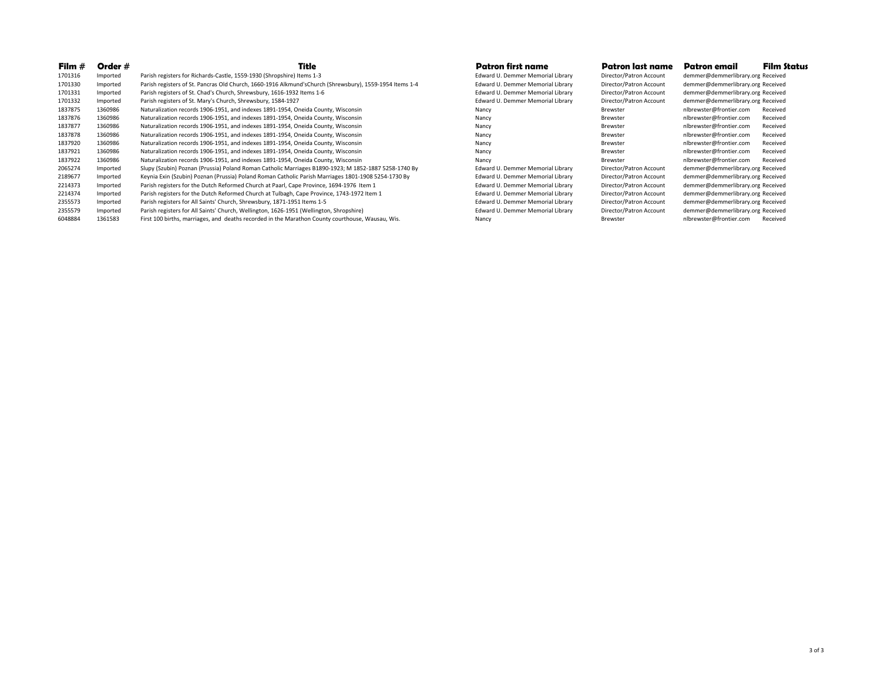| Film # | Order # | Title | Patron first name | Patron last name | Patron email | Film Status |
|---|---|---|---|---|---|---|
| 1701316 | Imported | Parish registers for Richards-Castle, 1559-1930 (Shropshire) Items 1-3 | Edward U. Demmer Memorial Library | Director/Patron Account | demmer@demmerlibrary.org | Received |
| 1701330 | Imported | Parish registers of St. Pancras Old Church, 1660-1916 Alkmund'sChurch (Shrewsbury), 1559-1954 Items 1-4 | Edward U. Demmer Memorial Library | Director/Patron Account | demmer@demmerlibrary.org | Received |
| 1701331 | Imported | Parish registers of St. Chad's Church, Shrewsbury, 1616-1932 Items 1-6 | Edward U. Demmer Memorial Library | Director/Patron Account | demmer@demmerlibrary.org | Received |
| 1701332 | Imported | Parish registers of St. Mary's Church, Shrewsbury, 1584-1927 | Edward U. Demmer Memorial Library | Director/Patron Account | demmer@demmerlibrary.org | Received |
| 1837875 | 1360986 | Naturalization records 1906-1951, and indexes 1891-1954, Oneida County, Wisconsin | Nancy | Brewster | nlbrewster@frontier.com | Received |
| 1837876 | 1360986 | Naturalization records 1906-1951, and indexes 1891-1954, Oneida County, Wisconsin | Nancy | Brewster | nlbrewster@frontier.com | Received |
| 1837877 | 1360986 | Naturalization records 1906-1951, and indexes 1891-1954, Oneida County, Wisconsin | Nancy | Brewster | nlbrewster@frontier.com | Received |
| 1837878 | 1360986 | Naturalization records 1906-1951, and indexes 1891-1954, Oneida County, Wisconsin | Nancy | Brewster | nlbrewster@frontier.com | Received |
| 1837920 | 1360986 | Naturalization records 1906-1951, and indexes 1891-1954, Oneida County, Wisconsin | Nancy | Brewster | nlbrewster@frontier.com | Received |
| 1837921 | 1360986 | Naturalization records 1906-1951, and indexes 1891-1954, Oneida County, Wisconsin | Nancy | Brewster | nlbrewster@frontier.com | Received |
| 1837922 | 1360986 | Naturalization records 1906-1951, and indexes 1891-1954, Oneida County, Wisconsin | Nancy | Brewster | nlbrewster@frontier.com | Received |
| 2065274 | Imported | Slupy (Szubin) Poznan (Prussia) Poland Roman Catholic Marriages B1890-1923; M 1852-1887 5258-1740 By | Edward U. Demmer Memorial Library | Director/Patron Account | demmer@demmerlibrary.org | Received |
| 2189677 | Imported | Keynia Exin (Szubin) Poznan (Prussia) Poland Roman Catholic Parish Marriages 1801-1908 5254-1730 By | Edward U. Demmer Memorial Library | Director/Patron Account | demmer@demmerlibrary.org | Received |
| 2214373 | Imported | Parish registers for the Dutch Reformed Church at Paarl, Cape Province, 1694-1976 Item 1 | Edward U. Demmer Memorial Library | Director/Patron Account | demmer@demmerlibrary.org | Received |
| 2214374 | Imported | Parish registers for the Dutch Reformed Church at Tulbagh, Cape Province, 1743-1972 Item 1 | Edward U. Demmer Memorial Library | Director/Patron Account | demmer@demmerlibrary.org | Received |
| 2355573 | Imported | Parish registers for All Saints' Church, Shrewsbury, 1871-1951 Items 1-5 | Edward U. Demmer Memorial Library | Director/Patron Account | demmer@demmerlibrary.org | Received |
| 2355579 | Imported | Parish registers for All Saints' Church, Wellington, 1626-1951 (Wellington, Shropshire) | Edward U. Demmer Memorial Library | Director/Patron Account | demmer@demmerlibrary.org | Received |
| 6048884 | 1361583 | First 100 births, marriages, and deaths recorded in the Marathon County courthouse, Wausau, Wis. | Nancy | Brewster | nlbrewster@frontier.com | Received |